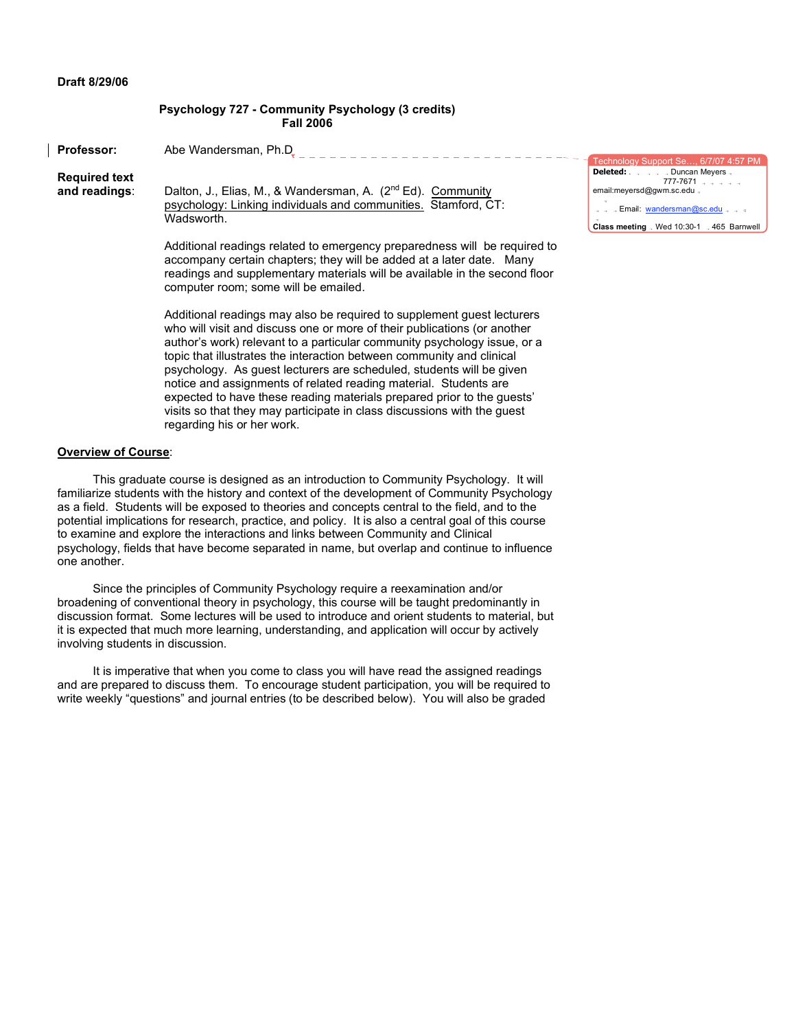**Draft 8/29/06**

**Psychology 727 - Community Psychology (3 credits)**
**Fall 2006**

**Professor:** Abe Wandersman, Ph.D

**Required text and readings:** Dalton, J., Elias, M., & Wandersman, A. (2nd Ed). Community psychology: Linking individuals and communities. Stamford, CT: Wadsworth.

Additional readings related to emergency preparedness will be required to accompany certain chapters; they will be added at a later date. Many readings and supplementary materials will be available in the second floor computer room; some will be emailed.

Additional readings may also be required to supplement guest lecturers who will visit and discuss one or more of their publications (or another author's work) relevant to a particular community psychology issue, or a topic that illustrates the interaction between community and clinical psychology. As guest lecturers are scheduled, students will be given notice and assignments of related reading material. Students are expected to have these reading materials prepared prior to the guests' visits so that they may participate in class discussions with the guest regarding his or her work.

## Overview of Course:

This graduate course is designed as an introduction to Community Psychology. It will familiarize students with the history and context of the development of Community Psychology as a field. Students will be exposed to theories and concepts central to the field, and to the potential implications for research, practice, and policy. It is also a central goal of this course to examine and explore the interactions and links between Community and Clinical psychology, fields that have become separated in name, but overlap and continue to influence one another.

Since the principles of Community Psychology require a reexamination and/or broadening of conventional theory in psychology, this course will be taught predominantly in discussion format. Some lectures will be used to introduce and orient students to material, but it is expected that much more learning, understanding, and application will occur by actively involving students in discussion.

It is imperative that when you come to class you will have read the assigned readings and are prepared to discuss them. To encourage student participation, you will be required to write weekly "questions" and journal entries (to be described below). You will also be graded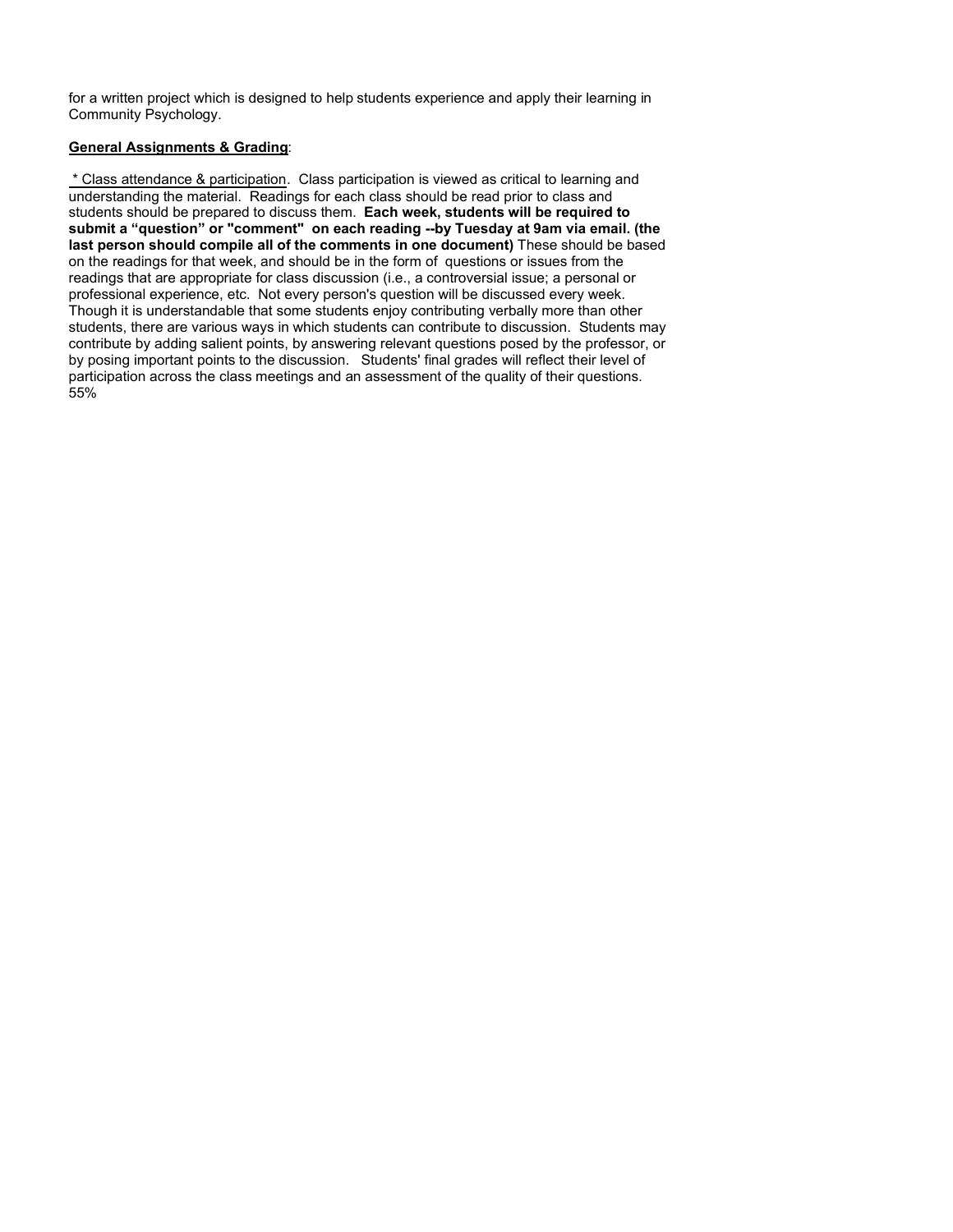for a written project which is designed to help students experience and apply their learning in Community Psychology.

**General Assignments & Grading**:

* Class attendance & participation. Class participation is viewed as critical to learning and understanding the material. Readings for each class should be read prior to class and students should be prepared to discuss them. **Each week, students will be required to submit a "question" or "comment" on each reading --by Tuesday at 9am via email. (the last person should compile all of the comments in one document)** These should be based on the readings for that week, and should be in the form of questions or issues from the readings that are appropriate for class discussion (i.e., a controversial issue; a personal or professional experience, etc. Not every person's question will be discussed every week. Though it is understandable that some students enjoy contributing verbally more than other students, there are various ways in which students can contribute to discussion. Students may contribute by adding salient points, by answering relevant questions posed by the professor, or by posing important points to the discussion. Students' final grades will reflect their level of participation across the class meetings and an assessment of the quality of their questions. 55%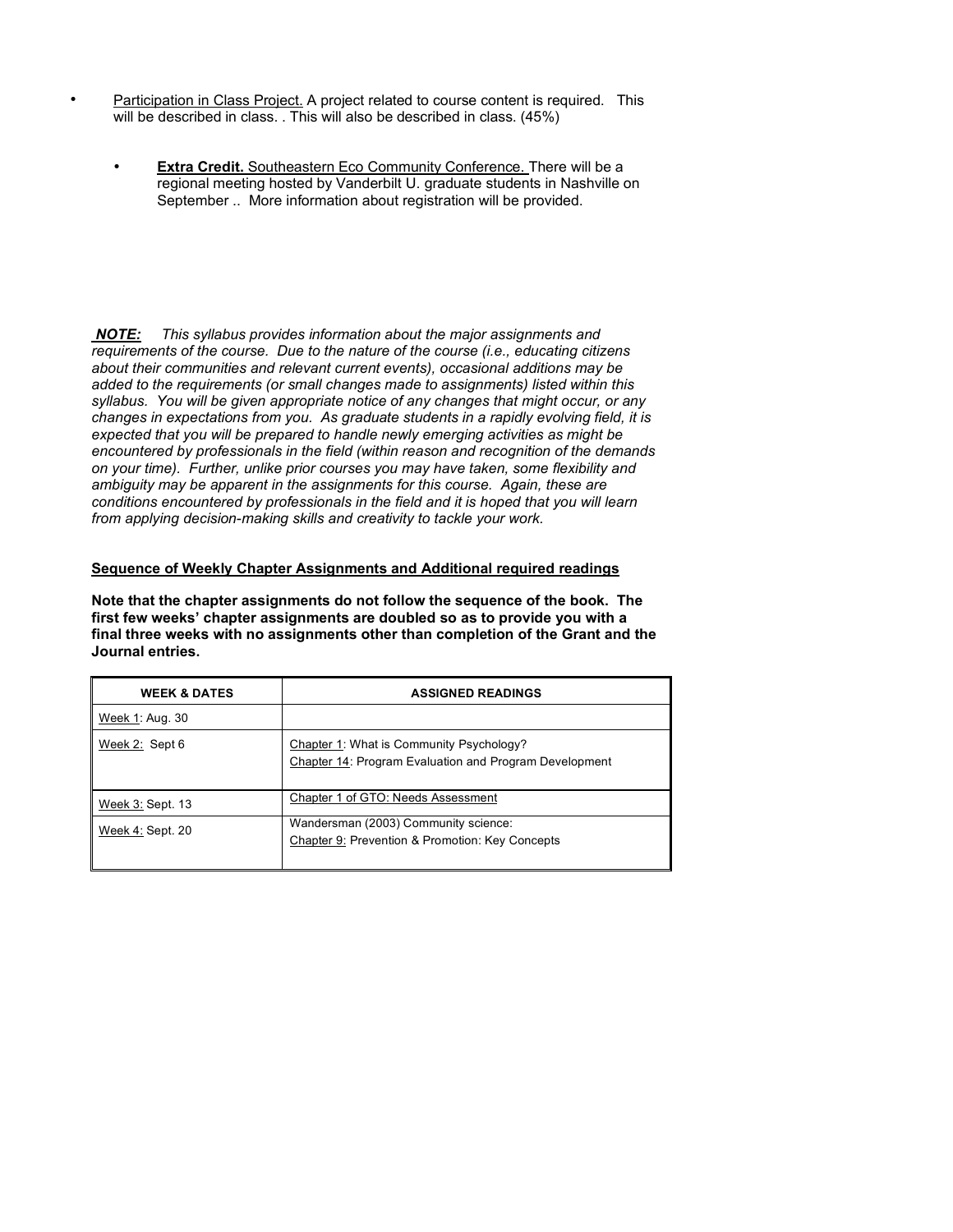- Participation in Class Project. A project related to course content is required. This will be described in class. . This will also be described in class. (45%)

  - **Extra Credit.** Southeastern Eco Community Conference. There will be a regional meeting hosted by Vanderbilt U. graduate students in Nashville on September .. More information about registration will be provided.

***NOTE:*** *This syllabus provides information about the major assignments and requirements of the course. Due to the nature of the course (i.e., educating citizens about their communities and relevant current events), occasional additions may be added to the requirements (or small changes made to assignments) listed within this syllabus. You will be given appropriate notice of any changes that might occur, or any changes in expectations from you. As graduate students in a rapidly evolving field, it is expected that you will be prepared to handle newly emerging activities as might be encountered by professionals in the field (within reason and recognition of the demands on your time). Further, unlike prior courses you may have taken, some flexibility and ambiguity may be apparent in the assignments for this course. Again, these are conditions encountered by professionals in the field and it is hoped that you will learn from applying decision-making skills and creativity to tackle your work.*

**Sequence of Weekly Chapter Assignments and Additional required readings**

**Note that the chapter assignments do not follow the sequence of the book. The first few weeks' chapter assignments are doubled so as to provide you with a final three weeks with no assignments other than completion of the Grant and the Journal entries.**

| WEEK & DATES | ASSIGNED READINGS |
|---|---|
| Week 1: Aug. 30 | |
| Week 2: Sept 6 | Chapter 1: What is Community Psychology?<br>Chapter 14: Program Evaluation and Program Development |
| Week 3: Sept. 13 | Chapter 1 of GTO: Needs Assessment |
| Week 4: Sept. 20 | Wandersman (2003) Community science:<br>Chapter 9: Prevention & Promotion: Key Concepts |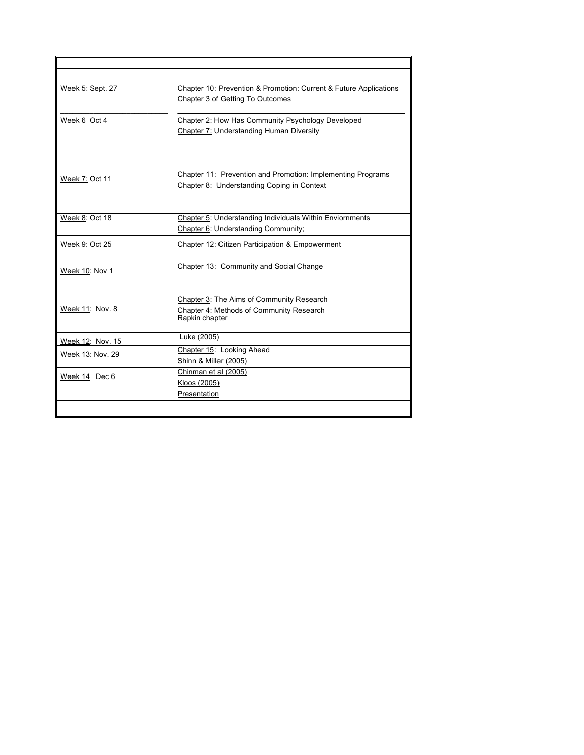| | |
|---|---|
| Week 5: Sept. 27 | Chapter 10: Prevention & Promotion: Current & Future Applications<br>Chapter 3 of Getting To Outcomes |
| Week 6 Oct 4 | Chapter 2: How Has Community Psychology Developed<br>Chapter 7: Understanding Human Diversity |
| Week 7: Oct 11 | Chapter 11: Prevention and Promotion: Implementing Programs<br>Chapter 8: Understanding Coping in Context |
| Week 8: Oct 18 | Chapter 5: Understanding Individuals Within Enviornments<br>Chapter 6: Understanding Community; |
| Week 9: Oct 25 | Chapter 12: Citizen Participation & Empowerment |
| Week 10: Nov 1 | Chapter 13: Community and Social Change |
| | |
| Week 11: Nov. 8 | Chapter 3: The Aims of Community Research<br>Chapter 4: Methods of Community Research<br>Rapkin chapter |
| Week 12: Nov. 15 | Luke (2005) |
| Week 13: Nov. 29 | Chapter 15: Looking Ahead<br>Shinn & Miller (2005) |
| Week 14 Dec 6 | Chinman et al (2005)<br>Kloos (2005)<br>Presentation |
| | |